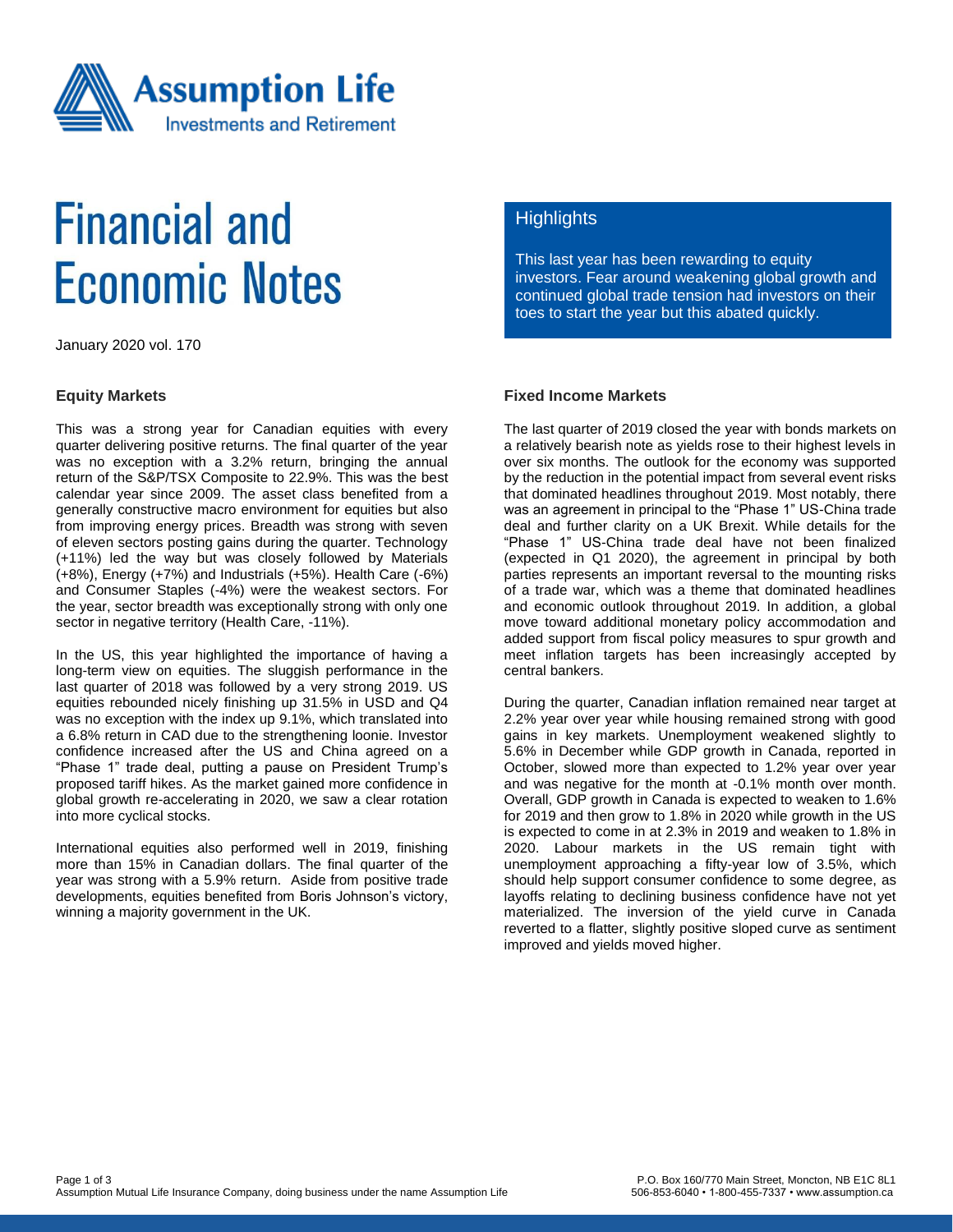# Financial and Economic Notes

January 2020 vol. 170

## Highlights

This last year has been rewarding to equity investors. Fear around weakening global growth and continued global trade tension had investors on their toes to start the year but this abated quickly.

### Equity Markets

This was a strong year for Canadian equities with every quarter delivering positive returns. The final quarter of the year was no exception with a 3.2% return, bringing the annual return of the S&P/TSX Composite to 22.9%. This was the best calendar year since 2009. The asset class benefited from a generally constructive macro environment for equities but also from improving energy prices. Breadth was strong with seven of eleven sectors posting gains during the quarter. Technology (+11%) led the way but was closely followed by Materials (+8%), Energy (+7%) and Industrials (+5%). Health Care (-6%) and Consumer Staples (-4%) were the weakest sectors. For the year, sector breadth was exceptionally strong with only one sector in negative territory (Health Care, -11%).

In the US, this year highlighted the importance of having a long-term view on equities. The sluggish performance in the last quarter of 2018 was followed by a very strong 2019. US equities rebounded nicely finishing up 31.5% in USD and Q4 was no exception with the index up 9.1%, which translated into a 6.8% return in CAD due to the strengthening loonie. Investor confidence increased after the US and China agreed on a "Phase 1" trade deal, putting a pause on President Trump's proposed tariff hikes. As the market gained more confidence in global growth re-accelerating in 2020, we saw a clear rotation into more cyclical stocks.

International equities also performed well in 2019, finishing more than 15% in Canadian dollars. The final quarter of the year was strong with a 5.9% return. Aside from positive trade developments, equities benefited from Boris Johnson's victory, winning a majority government in the UK.

### Fixed Income Markets

The last quarter of 2019 closed the year with bonds markets on a relatively bearish note as yields rose to their highest levels in over six months. The outlook for the economy was supported by the reduction in the potential impact from several event risks that dominated headlines throughout 2019. Most notably, there was an agreement in principal to the "Phase 1" US-China trade deal and further clarity on a UK Brexit. While details for the "Phase 1" US-China trade deal have not been finalized (expected in Q1 2020), the agreement in principal by both parties represents an important reversal to the mounting risks of a trade war, which was a theme that dominated headlines and economic outlook throughout 2019. In addition, a global move toward additional monetary policy accommodation and added support from fiscal policy measures to spur growth and meet inflation targets has been increasingly accepted by central bankers.

During the quarter, Canadian inflation remained near target at 2.2% year over year while housing remained strong with good gains in key markets. Unemployment weakened slightly to 5.6% in December while GDP growth in Canada, reported in October, slowed more than expected to 1.2% year over year and was negative for the month at -0.1% month over month. Overall, GDP growth in Canada is expected to weaken to 1.6% for 2019 and then grow to 1.8% in 2020 while growth in the US is expected to come in at 2.3% in 2019 and weaken to 1.8% in 2020. Labour markets in the US remain tight with unemployment approaching a fifty-year low of 3.5%, which should help support consumer confidence to some degree, as layoffs relating to declining business confidence have not yet materialized. The inversion of the yield curve in Canada reverted to a flatter, slightly positive sloped curve as sentiment improved and yields moved higher.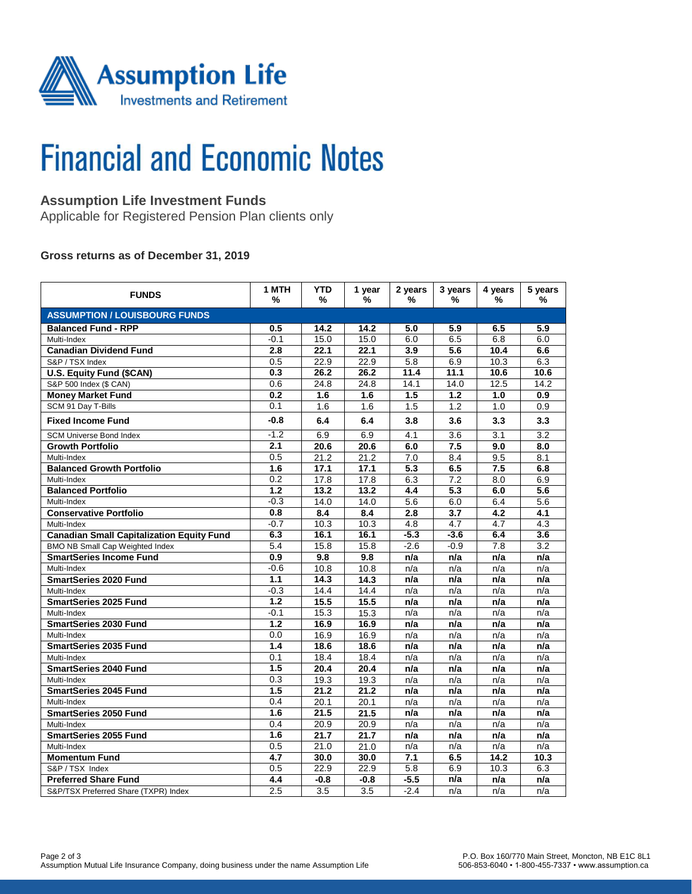# Financial and Economic Notes

## Assumption Life Investment Funds

Applicable for Registered Pension Plan clients only

### Gross returns as of December 31, 2019

| FUNDS | 1 MTH % | YTD % | 1 year % | 2 years % | 3 years % | 4 years % | 5 years % |
|---|---|---|---|---|---|---|---|
| **ASSUMPTION / LOUISBOURG FUNDS** | | | | | | | |
| **Balanced Fund - RPP** | **0.5** | **14.2** | **14.2** | **5.0** | **5.9** | **6.5** | **5.9** |
| Multi-Index | -0.1 | 15.0 | 15.0 | 6.0 | 6.5 | 6.8 | 6.0 |
| **Canadian Dividend Fund** | **2.8** | **22.1** | **22.1** | **3.9** | **5.6** | **10.4** | **6.6** |
| S&P / TSX Index | 0.5 | 22.9 | 22.9 | 5.8 | 6.9 | 10.3 | 6.3 |
| **U.S. Equity Fund ($CAN)** | **0.3** | **26.2** | **26.2** | **11.4** | **11.1** | **10.6** | **10.6** |
| S&P 500 Index ($ CAN) | 0.6 | 24.8 | 24.8 | 14.1 | 14.0 | 12.5 | 14.2 |
| **Money Market Fund** | **0.2** | **1.6** | **1.6** | **1.5** | **1.2** | **1.0** | **0.9** |
| SCM 91 Day T-Bills | 0.1 | 1.6 | 1.6 | 1.5 | 1.2 | 1.0 | 0.9 |
| **Fixed Income Fund** | **-0.8** | **6.4** | **6.4** | **3.8** | **3.6** | **3.3** | **3.3** |
| SCM Universe Bond Index | -1.2 | 6.9 | 6.9 | 4.1 | 3.6 | 3.1 | 3.2 |
| **Growth Portfolio** | **2.1** | **20.6** | **20.6** | **6.0** | **7.5** | **9.0** | **8.0** |
| Multi-Index | 0.5 | 21.2 | 21.2 | 7.0 | 8.4 | 9.5 | 8.1 |
| **Balanced Growth Portfolio** | **1.6** | **17.1** | **17.1** | **5.3** | **6.5** | **7.5** | **6.8** |
| Multi-Index | 0.2 | 17.8 | 17.8 | 6.3 | 7.2 | 8.0 | 6.9 |
| **Balanced Portfolio** | **1.2** | **13.2** | **13.2** | **4.4** | **5.3** | **6.0** | **5.6** |
| Multi-Index | -0.3 | 14.0 | 14.0 | 5.6 | 6.0 | 6.4 | 5.6 |
| **Conservative Portfolio** | **0.8** | **8.4** | **8.4** | **2.8** | **3.7** | **4.2** | **4.1** |
| Multi-Index | -0.7 | 10.3 | 10.3 | 4.8 | 4.7 | 4.7 | 4.3 |
| **Canadian Small Capitalization Equity Fund** | **6.3** | **16.1** | **16.1** | **-5.3** | **-3.6** | **6.4** | **3.6** |
| BMO NB Small Cap Weighted Index | 5.4 | 15.8 | 15.8 | -2.6 | -0.9 | 7.8 | 3.2 |
| **SmartSeries Income Fund** | **0.9** | **9.8** | **9.8** | **n/a** | **n/a** | **n/a** | **n/a** |
| Multi-Index | -0.6 | 10.8 | 10.8 | n/a | n/a | n/a | n/a |
| **SmartSeries 2020 Fund** | **1.1** | **14.3** | **14.3** | **n/a** | **n/a** | **n/a** | **n/a** |
| Multi-Index | -0.3 | 14.4 | 14.4 | n/a | n/a | n/a | n/a |
| **SmartSeries 2025 Fund** | **1.2** | **15.5** | **15.5** | **n/a** | **n/a** | **n/a** | **n/a** |
| Multi-Index | -0.1 | 15.3 | 15.3 | n/a | n/a | n/a | n/a |
| **SmartSeries 2030 Fund** | **1.2** | **16.9** | **16.9** | **n/a** | **n/a** | **n/a** | **n/a** |
| Multi-Index | 0.0 | 16.9 | 16.9 | n/a | n/a | n/a | n/a |
| **SmartSeries 2035 Fund** | **1.4** | **18.6** | **18.6** | **n/a** | **n/a** | **n/a** | **n/a** |
| Multi-Index | 0.1 | 18.4 | 18.4 | n/a | n/a | n/a | n/a |
| **SmartSeries 2040 Fund** | **1.5** | **20.4** | **20.4** | **n/a** | **n/a** | **n/a** | **n/a** |
| Multi-Index | 0.3 | 19.3 | 19.3 | n/a | n/a | n/a | n/a |
| **SmartSeries 2045 Fund** | **1.5** | **21.2** | **21.2** | **n/a** | **n/a** | **n/a** | **n/a** |
| Multi-Index | 0.4 | 20.1 | 20.1 | n/a | n/a | n/a | n/a |
| **SmartSeries 2050 Fund** | **1.6** | **21.5** | **21.5** | **n/a** | **n/a** | **n/a** | **n/a** |
| Multi-Index | 0.4 | 20.9 | 20.9 | n/a | n/a | n/a | n/a |
| **SmartSeries 2055 Fund** | **1.6** | **21.7** | **21.7** | **n/a** | **n/a** | **n/a** | **n/a** |
| Multi-Index | 0.5 | 21.0 | 21.0 | n/a | n/a | n/a | n/a |
| **Momentum Fund** | **4.7** | **30.0** | **30.0** | **7.1** | **6.5** | **14.2** | **10.3** |
| S&P / TSX Index | 0.5 | 22.9 | 22.9 | 5.8 | 6.9 | 10.3 | 6.3 |
| **Preferred Share Fund** | **4.4** | **-0.8** | **-0.8** | **-5.5** | **n/a** | **n/a** | **n/a** |
| S&P/TSX Preferred Share (TXPR) Index | 2.5 | 3.5 | 3.5 | -2.4 | n/a | n/a | n/a |

Assumption Mutual Life Insurance Company, doing business under the name Assumption Life

P.O. Box 160/770 Main Street, Moncton, NB E1C 8L1
506-853-6040 • 1-800-455-7337 • www.assumption.ca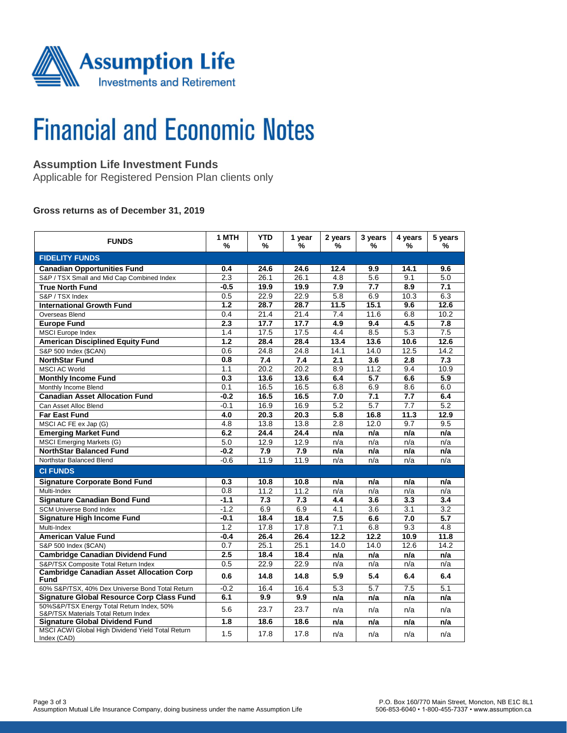Assumption Life
Investments and Retirement

# Financial and Economic Notes

## Assumption Life Investment Funds

Applicable for Registered Pension Plan clients only

### Gross returns as of December 31, 2019

| FUNDS | 1 MTH % | YTD % | 1 year % | 2 years % | 3 years % | 4 years % | 5 years % |
|---|---|---|---|---|---|---|---|
| **FIDELITY FUNDS** | | | | | | | |
| **Canadian Opportunities Fund** | **0.4** | **24.6** | **24.6** | **12.4** | **9.9** | **14.1** | **9.6** |
| S&P / TSX Small and Mid Cap Combined Index | 2.3 | 26.1 | 26.1 | 4.8 | 5.6 | 9.1 | 5.0 |
| **True North Fund** | **-0.5** | **19.9** | **19.9** | **7.9** | **7.7** | **8.9** | **7.1** |
| S&P / TSX Index | 0.5 | 22.9 | 22.9 | 5.8 | 6.9 | 10.3 | 6.3 |
| **International Growth Fund** | **1.2** | **28.7** | **28.7** | **11.5** | **15.1** | **9.6** | **12.6** |
| Overseas Blend | 0.4 | 21.4 | 21.4 | 7.4 | 11.6 | 6.8 | 10.2 |
| **Europe Fund** | **2.3** | **17.7** | **17.7** | **4.9** | **9.4** | **4.5** | **7.8** |
| MSCI Europe Index | 1.4 | 17.5 | 17.5 | 4.4 | 8.5 | 5.3 | 7.5 |
| **American Disciplined Equity Fund** | **1.2** | **28.4** | **28.4** | **13.4** | **13.6** | **10.6** | **12.6** |
| S&P 500 Index ($CAN) | 0.6 | 24.8 | 24.8 | 14.1 | 14.0 | 12.5 | 14.2 |
| **NorthStar Fund** | **0.8** | **7.4** | **7.4** | **2.1** | **3.6** | **2.8** | **7.3** |
| MSCI AC World | 1.1 | 20.2 | 20.2 | 8.9 | 11.2 | 9.4 | 10.9 |
| **Monthly Income Fund** | **0.3** | **13.6** | **13.6** | **6.4** | **5.7** | **6.6** | **5.9** |
| Monthly Income Blend | 0.1 | 16.5 | 16.5 | 6.8 | 6.9 | 8.6 | 6.0 |
| **Canadian Asset Allocation Fund** | **-0.2** | **16.5** | **16.5** | **7.0** | **7.1** | **7.7** | **6.4** |
| Can Asset Alloc Blend | -0.1 | 16.9 | 16.9 | 5.2 | 5.7 | 7.7 | 5.2 |
| **Far East Fund** | **4.0** | **20.3** | **20.3** | **5.8** | **16.8** | **11.3** | **12.9** |
| MSCI AC FE ex Jap (G) | 4.8 | 13.8 | 13.8 | 2.8 | 12.0 | 9.7 | 9.5 |
| **Emerging Market Fund** | **6.2** | **24.4** | **24.4** | **n/a** | **n/a** | **n/a** | **n/a** |
| MSCI Emerging Markets (G) | 5.0 | 12.9 | 12.9 | n/a | n/a | n/a | n/a |
| **NorthStar Balanced Fund** | **-0.2** | **7.9** | **7.9** | **n/a** | **n/a** | **n/a** | **n/a** |
| Northstar Balanced Blend | -0.6 | 11.9 | 11.9 | n/a | n/a | n/a | n/a |
| **CI FUNDS** | | | | | | | |
| **Signature Corporate Bond Fund** | **0.3** | **10.8** | **10.8** | **n/a** | **n/a** | **n/a** | **n/a** |
| Multi-Index | 0.8 | 11.2 | 11.2 | n/a | n/a | n/a | n/a |
| **Signature Canadian Bond Fund** | **-1.1** | **7.3** | **7.3** | **4.4** | **3.6** | **3.3** | **3.4** |
| SCM Universe Bond Index | -1.2 | 6.9 | 6.9 | 4.1 | 3.6 | 3.1 | 3.2 |
| **Signature High Income Fund** | **-0.1** | **18.4** | **18.4** | **7.5** | **6.6** | **7.0** | **5.7** |
| Multi-Index | 1.2 | 17.8 | 17.8 | 7.1 | 6.8 | 9.3 | 4.8 |
| **American Value Fund** | **-0.4** | **26.4** | **26.4** | **12.2** | **12.2** | **10.9** | **11.8** |
| S&P 500 Index ($CAN) | 0.7 | 25.1 | 25.1 | 14.0 | 14.0 | 12.6 | 14.2 |
| **Cambridge Canadian Dividend Fund** | **2.5** | **18.4** | **18.4** | **n/a** | **n/a** | **n/a** | **n/a** |
| S&P/TSX Composite Total Return Index | 0.5 | 22.9 | 22.9 | n/a | n/a | n/a | n/a |
| **Cambridge Canadian Asset Allocation Corp Fund** | **0.6** | **14.8** | **14.8** | **5.9** | **5.4** | **6.4** | **6.4** |
| 60% S&P/TSX, 40% Dex Universe Bond Total Return | -0.2 | 16.4 | 16.4 | 5.3 | 5.7 | 7.5 | 5.1 |
| **Signature Global Resource Corp Class Fund** | **6.1** | **9.9** | **9.9** | **n/a** | **n/a** | **n/a** | **n/a** |
| 50%S&P/TSX Energy Total Return Index, 50% S&P/TSX Materials Total Return Index | 5.6 | 23.7 | 23.7 | n/a | n/a | n/a | n/a |
| **Signature Global Dividend Fund** | **1.8** | **18.6** | **18.6** | **n/a** | **n/a** | **n/a** | **n/a** |
| MSCI ACWI Global High Dividend Yield Total Return Index (CAD) | 1.5 | 17.8 | 17.8 | n/a | n/a | n/a | n/a |

Assumption Mutual Life Insurance Company, doing business under the name Assumption Life

P.O. Box 160/770 Main Street, Moncton, NB E1C 8L1
506-853-6040 • 1-800-455-7337 • www.assumption.ca